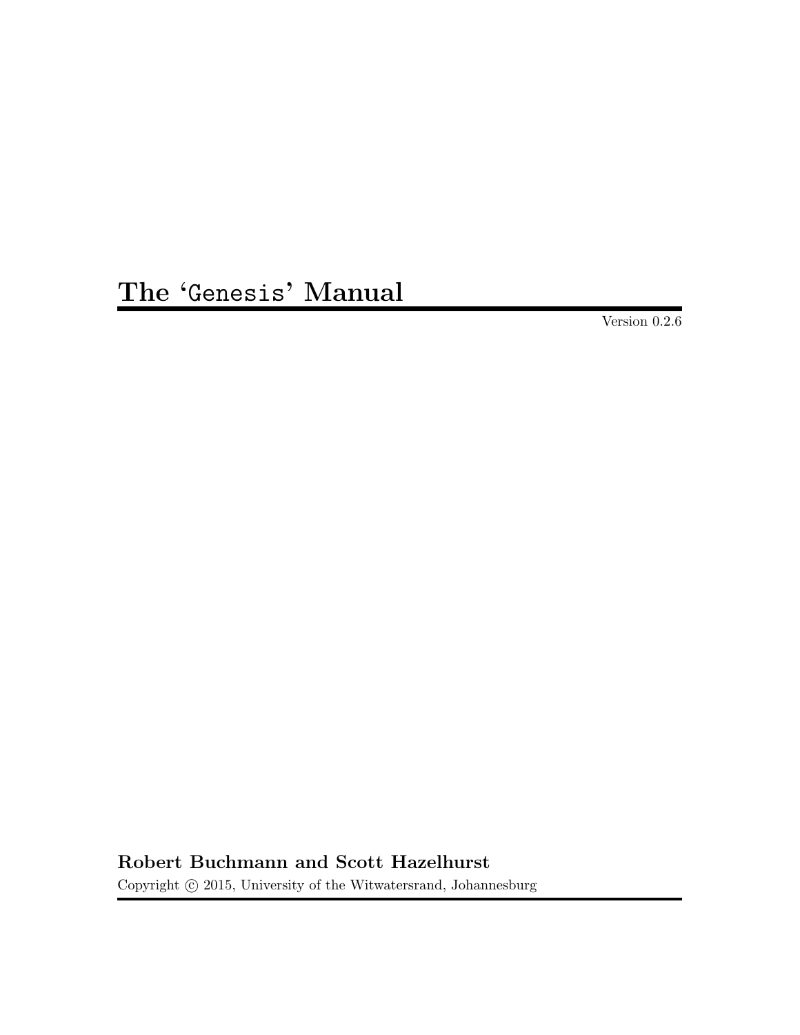# The 'Genesis' Manual

Version 0.2.6

**Robert Buchmann and Scott Hazelhurst**

Copyright © 2015, University of the Witwatersrand, Johannesburg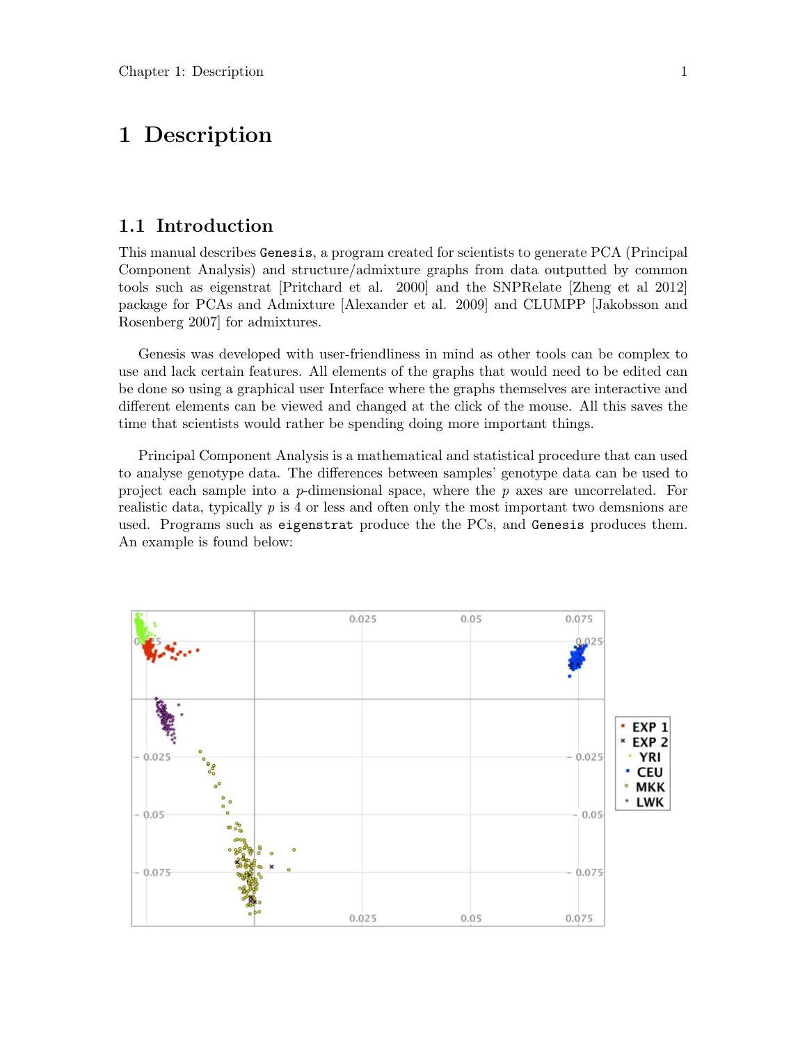# 1 Description

## 1.1 Introduction

This manual describes `Genesis`, a program created for scientists to generate PCA (Principal Component Analysis) and structure/admixture graphs from data outputted by common tools such as eigenstrat [Pritchard et al. 2000] and the SNPRelate [Zheng et al 2012] package for PCAs and Admixture [Alexander et al. 2009] and CLUMPP [Jakobsson and Rosenberg 2007] for admixtures.

Genesis was developed with user-friendliness in mind as other tools can be complex to use and lack certain features. All elements of the graphs that would need to be edited can be done so using a graphical user Interface where the graphs themselves are interactive and different elements can be viewed and changed at the click of the mouse. All this saves the time that scientists would rather be spending doing more important things.

Principal Component Analysis is a mathematical and statistical procedure that can used to analyse genotype data. The differences between samples' genotype data can be used to project each sample into a $p$-dimensional space, where the $p$ axes are uncorrelated. For realistic data, typically $p$ is 4 or less and often only the most important two demsnions are used. Programs such as `eigenstrat` produce the the PCs, and `Genesis` produces them. An example is found below: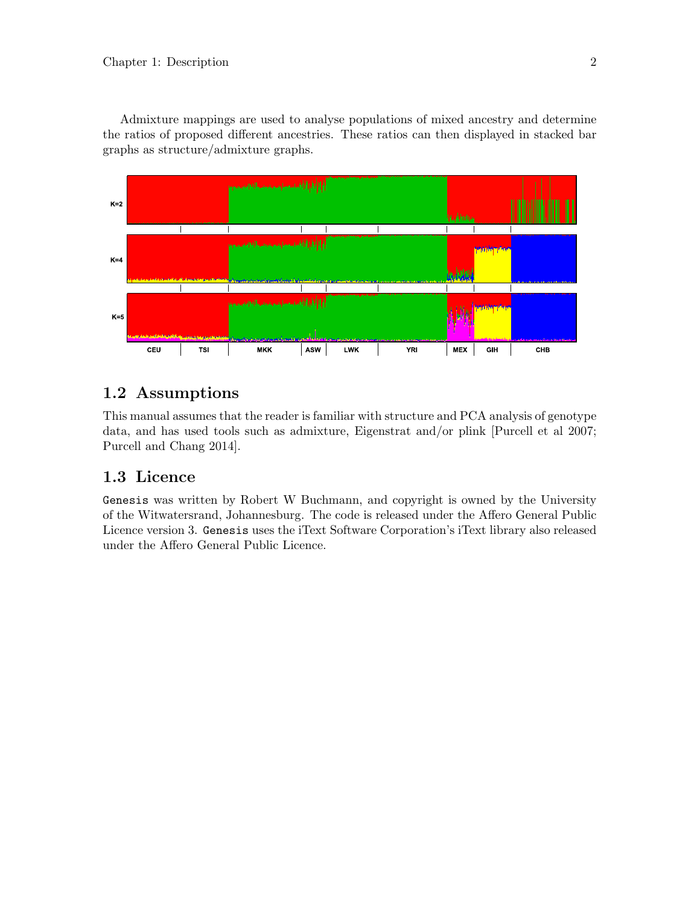Admixture mappings are used to analyse populations of mixed ancestry and determine the ratios of proposed different ancestries. These ratios can then displayed in stacked bar graphs as structure/admixture graphs.

## 1.2 Assumptions

This manual assumes that the reader is familiar with structure and PCA analysis of genotype data, and has used tools such as admixture, Eigenstrat and/or plink [Purcell et al 2007; Purcell and Chang 2014].

## 1.3 Licence

`Genesis` was written by Robert W Buchmann, and copyright is owned by the University of the Witwatersrand, Johannesburg. The code is released under the Affero General Public Licence version 3. `Genesis` uses the iText Software Corporation's iText library also released under the Affero General Public Licence.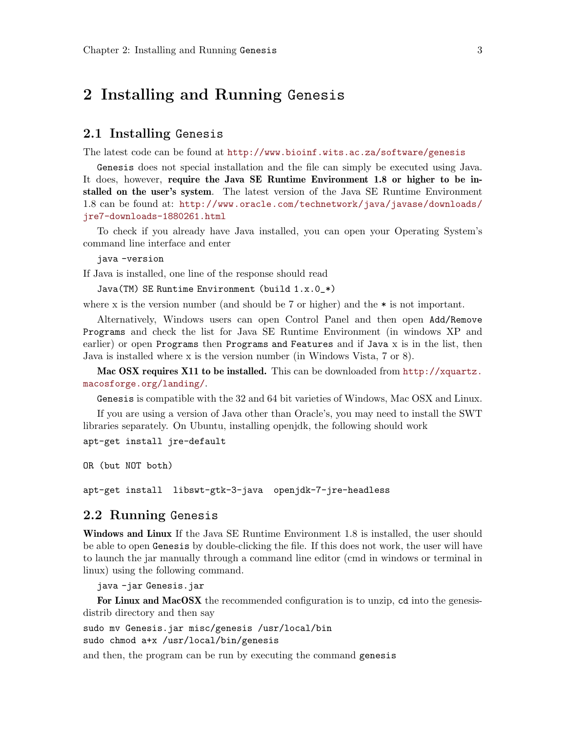# 2 Installing and Running Genesis

## 2.1 Installing Genesis

The latest code can be found at http://www.bioinf.wits.ac.za/software/genesis

Genesis does not special installation and the file can simply be executed using Java. It does, however, **require the Java SE Runtime Environment 1.8 or higher to be installed on the user's system**. The latest version of the Java SE Runtime Environment 1.8 can be found at: http://www.oracle.com/technetwork/java/javase/downloads/jre7-downloads-1880261.html

To check if you already have Java installed, you can open your Operating System's command line interface and enter

```
java -version
```

If Java is installed, one line of the response should read

```
Java(TM) SE Runtime Environment (build 1.x.0_*)
```

where x is the version number (and should be 7 or higher) and the * is not important.

Alternatively, Windows users can open Control Panel and then open `Add/Remove Programs` and check the list for Java SE Runtime Environment (in windows XP and earlier) or open `Programs` then `Programs and Features` and if `Java` x is in the list, then Java is installed where x is the version number (in Windows Vista, 7 or 8).

**Mac OSX requires X11 to be installed.** This can be downloaded from http://xquartz.macosforge.org/landing/.

Genesis is compatible with the 32 and 64 bit varieties of Windows, Mac OSX and Linux.

If you are using a version of Java other than Oracle's, you may need to install the SWT libraries separately. On Ubuntu, installing openjdk, the following should work

```
apt-get install jre-default

OR (but NOT both)

apt-get install  libswt-gtk-3-java  openjdk-7-jre-headless
```

## 2.2 Running Genesis

**Windows and Linux** If the Java SE Runtime Environment 1.8 is installed, the user should be able to open Genesis by double-clicking the file. If this does not work, the user will have to launch the jar manually through a command line editor (cmd in windows or terminal in linux) using the following command.

```
java -jar Genesis.jar
```

**For Linux and MacOSX** the recommended configuration is to unzip, `cd` into the genesis-distrib directory and then say

```
sudo mv Genesis.jar misc/genesis /usr/local/bin
sudo chmod a+x /usr/local/bin/genesis
```

and then, the program can be run by executing the command `genesis`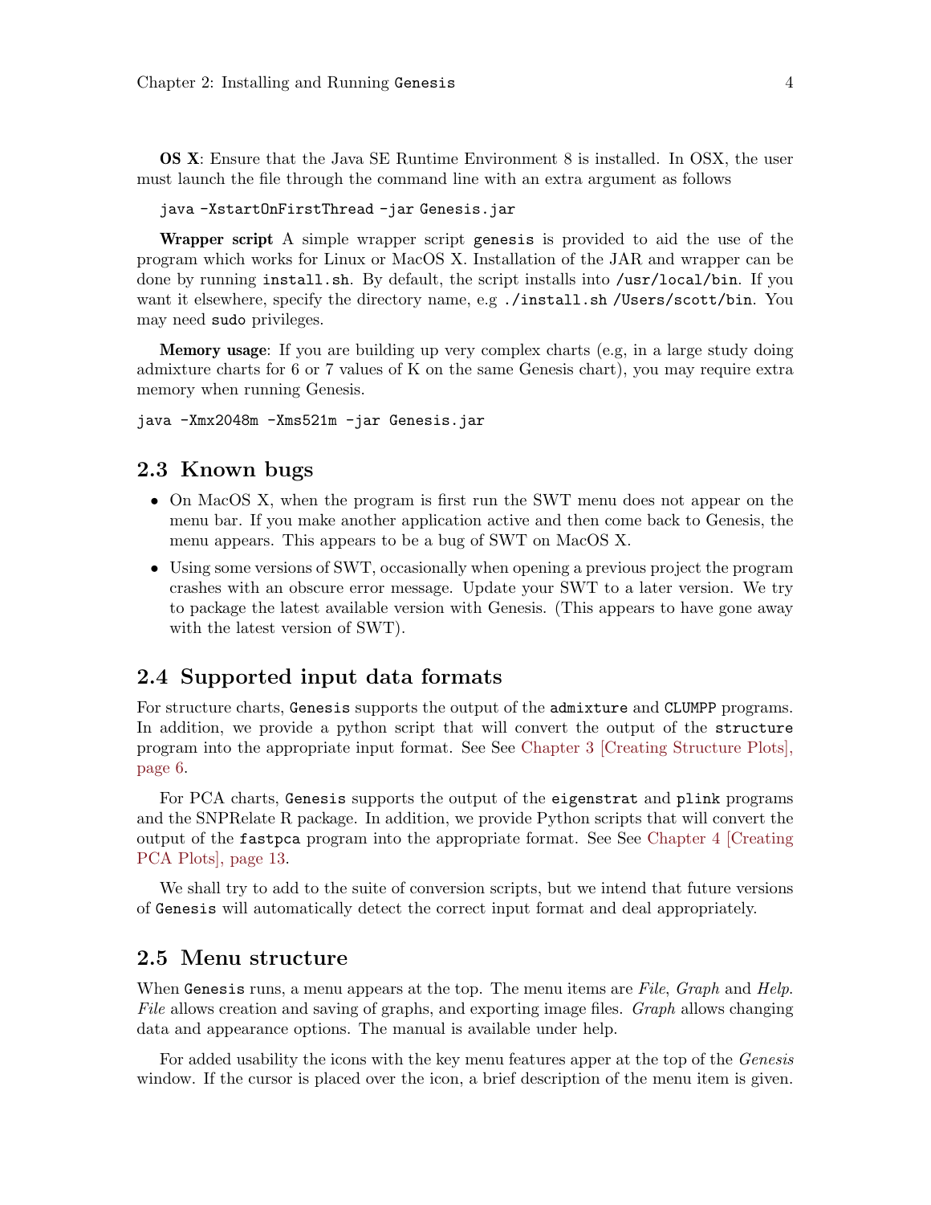**OS X**: Ensure that the Java SE Runtime Environment 8 is installed. In OSX, the user must launch the file through the command line with an extra argument as follows

```
java -XstartOnFirstThread -jar Genesis.jar
```

**Wrapper script** A simple wrapper script `genesis` is provided to aid the use of the program which works for Linux or MacOS X. Installation of the JAR and wrapper can be done by running `install.sh`. By default, the script installs into `/usr/local/bin`. If you want it elsewhere, specify the directory name, e.g `./install.sh /Users/scott/bin`. You may need `sudo` privileges.

**Memory usage**: If you are building up very complex charts (e.g, in a large study doing admixture charts for 6 or 7 values of K on the same Genesis chart), you may require extra memory when running Genesis.

```
java -Xmx2048m -Xms521m -jar Genesis.jar
```

## 2.3 Known bugs

- On MacOS X, when the program is first run the SWT menu does not appear on the menu bar. If you make another application active and then come back to Genesis, the menu appears. This appears to be a bug of SWT on MacOS X.
- Using some versions of SWT, occasionally when opening a previous project the program crashes with an obscure error message. Update your SWT to a later version. We try to package the latest available version with Genesis. (This appears to have gone away with the latest version of SWT).

## 2.4 Supported input data formats

For structure charts, `Genesis` supports the output of the `admixture` and `CLUMPP` programs. In addition, we provide a python script that will convert the output of the `structure` program into the appropriate input format. See See Chapter 3 [Creating Structure Plots], page 6.

For PCA charts, `Genesis` supports the output of the `eigenstrat` and `plink` programs and the SNPRelate R package. In addition, we provide Python scripts that will convert the output of the `fastpca` program into the appropriate format. See See Chapter 4 [Creating PCA Plots], page 13.

We shall try to add to the suite of conversion scripts, but we intend that future versions of `Genesis` will automatically detect the correct input format and deal appropriately.

## 2.5 Menu structure

When `Genesis` runs, a menu appears at the top. The menu items are *File*, *Graph* and *Help*. *File* allows creation and saving of graphs, and exporting image files. *Graph* allows changing data and appearance options. The manual is available under help.

For added usability the icons with the key menu features apper at the top of the *Genesis* window. If the cursor is placed over the icon, a brief description of the menu item is given.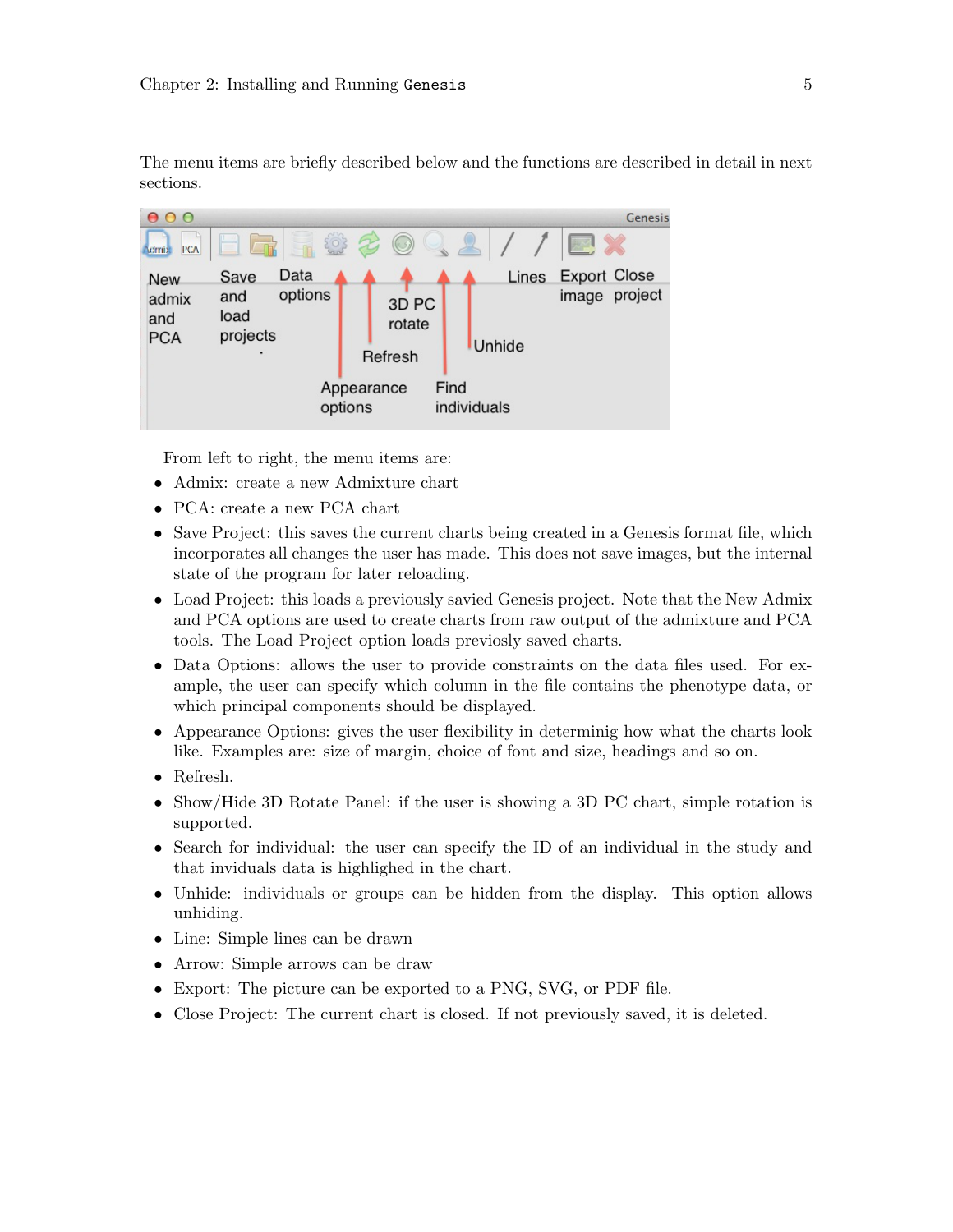The menu items are briefly described below and the functions are described in detail in next sections.

From left to right, the menu items are:

- Admix: create a new Admixture chart
- PCA: create a new PCA chart
- Save Project: this saves the current charts being created in a Genesis format file, which incorporates all changes the user has made. This does not save images, but the internal state of the program for later reloading.
- Load Project: this loads a previously savied Genesis project. Note that the New Admix and PCA options are used to create charts from raw output of the admixture and PCA tools. The Load Project option loads previosly saved charts.
- Data Options: allows the user to provide constraints on the data files used. For example, the user can specify which column in the file contains the phenotype data, or which principal components should be displayed.
- Appearance Options: gives the user flexibility in determinig how what the charts look like. Examples are: size of margin, choice of font and size, headings and so on.
- Refresh.
- Show/Hide 3D Rotate Panel: if the user is showing a 3D PC chart, simple rotation is supported.
- Search for individual: the user can specify the ID of an individual in the study and that inviduals data is highlighed in the chart.
- Unhide: individuals or groups can be hidden from the display. This option allows unhiding.
- Line: Simple lines can be drawn
- Arrow: Simple arrows can be draw
- Export: The picture can be exported to a PNG, SVG, or PDF file.
- Close Project: The current chart is closed. If not previously saved, it is deleted.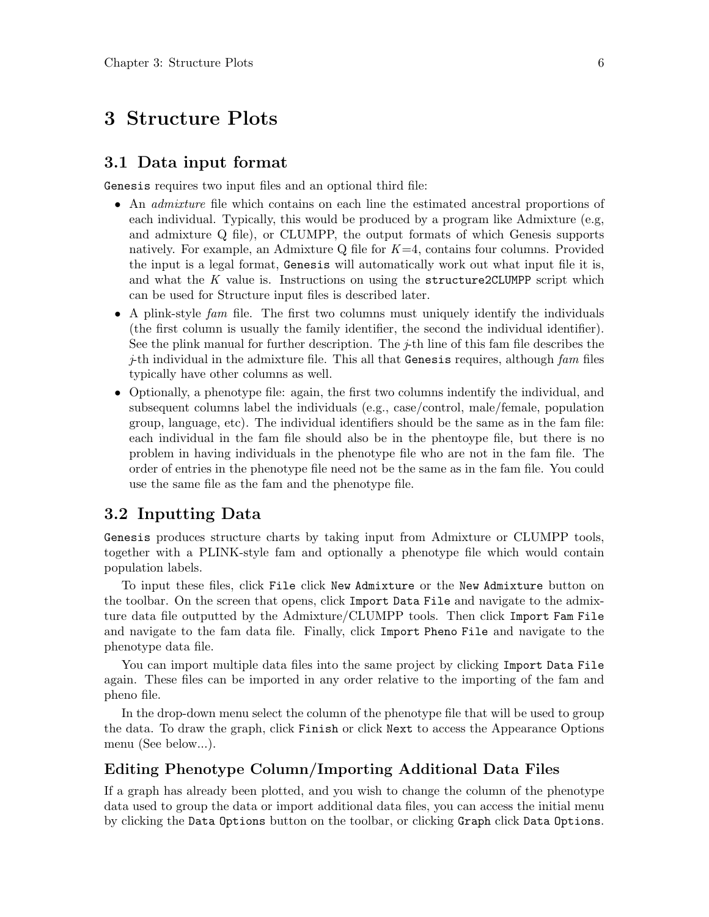# 3 Structure Plots

## 3.1 Data input format

`Genesis` requires two input files and an optional third file:

- An *admixture* file which contains on each line the estimated ancestral proportions of each individual. Typically, this would be produced by a program like Admixture (e.g, and admixture Q file), or CLUMPP, the output formats of which Genesis supports natively. For example, an Admixture Q file for $K$=4, contains four columns. Provided the input is a legal format, `Genesis` will automatically work out what input file it is, and what the $K$ value is. Instructions on using the `structure2CLUMPP` script which can be used for Structure input files is described later.
- A plink-style *fam* file. The first two columns must uniquely identify the individuals (the first column is usually the family identifier, the second the individual identifier). See the plink manual for further description. The $j$-th line of this fam file describes the $j$-th individual in the admixture file. This all that `Genesis` requires, although *fam* files typically have other columns as well.
- Optionally, a phenotype file: again, the first two columns indentify the individual, and subsequent columns label the individuals (e.g., case/control, male/female, population group, language, etc). The individual identifiers should be the same as in the fam file: each individual in the fam file should also be in the phentoype file, but there is no problem in having individuals in the phenotype file who are not in the fam file. The order of entries in the phenotype file need not be the same as in the fam file. You could use the same file as the fam and the phenotype file.

## 3.2 Inputting Data

`Genesis` produces structure charts by taking input from Admixture or CLUMPP tools, together with a PLINK-style fam and optionally a phenotype file which would contain population labels.

To input these files, click `File` click `New Admixture` or the `New Admixture` button on the toolbar. On the screen that opens, click `Import Data File` and navigate to the admixture data file outputted by the Admixture/CLUMPP tools. Then click `Import Fam File` and navigate to the fam data file. Finally, click `Import Pheno File` and navigate to the phenotype data file.

You can import multiple data files into the same project by clicking `Import Data File` again. These files can be imported in any order relative to the importing of the fam and pheno file.

In the drop-down menu select the column of the phenotype file that will be used to group the data. To draw the graph, click `Finish` or click `Next` to access the Appearance Options menu (See below...).

### Editing Phenotype Column/Importing Additional Data Files

If a graph has already been plotted, and you wish to change the column of the phenotype data used to group the data or import additional data files, you can access the initial menu by clicking the `Data Options` button on the toolbar, or clicking `Graph` click `Data Options`.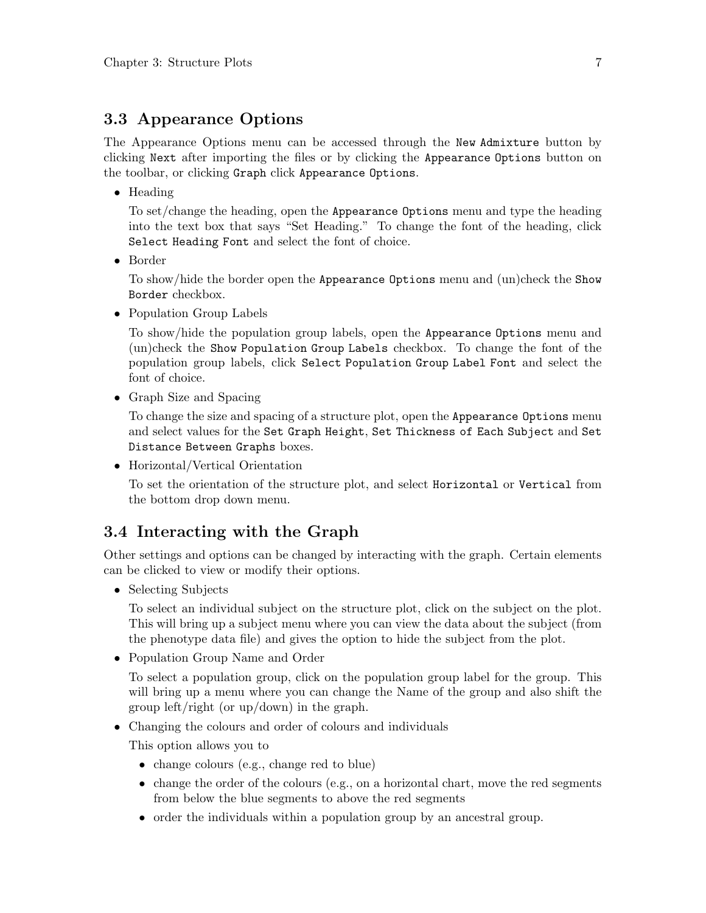## 3.3 Appearance Options

The Appearance Options menu can be accessed through the `New Admixture` button by clicking `Next` after importing the files or by clicking the `Appearance Options` button on the toolbar, or clicking `Graph` click `Appearance Options`.

- Heading

  To set/change the heading, open the `Appearance Options` menu and type the heading into the text box that says "Set Heading." To change the font of the heading, click `Select Heading Font` and select the font of choice.

- Border

  To show/hide the border open the `Appearance Options` menu and (un)check the `Show Border` checkbox.

- Population Group Labels

  To show/hide the population group labels, open the `Appearance Options` menu and (un)check the `Show Population Group Labels` checkbox. To change the font of the population group labels, click `Select Population Group Label Font` and select the font of choice.

- Graph Size and Spacing

  To change the size and spacing of a structure plot, open the `Appearance Options` menu and select values for the `Set Graph Height`, `Set Thickness of Each Subject` and `Set Distance Between Graphs` boxes.

- Horizontal/Vertical Orientation

  To set the orientation of the structure plot, and select `Horizontal` or `Vertical` from the bottom drop down menu.

## 3.4 Interacting with the Graph

Other settings and options can be changed by interacting with the graph. Certain elements can be clicked to view or modify their options.

- Selecting Subjects

  To select an individual subject on the structure plot, click on the subject on the plot. This will bring up a subject menu where you can view the data about the subject (from the phenotype data file) and gives the option to hide the subject from the plot.

- Population Group Name and Order

  To select a population group, click on the population group label for the group. This will bring up a menu where you can change the Name of the group and also shift the group left/right (or up/down) in the graph.

- Changing the colours and order of colours and individuals

  This option allows you to

  - change colours (e.g., change red to blue)
  - change the order of the colours (e.g., on a horizontal chart, move the red segments from below the blue segments to above the red segments
  - order the individuals within a population group by an ancestral group.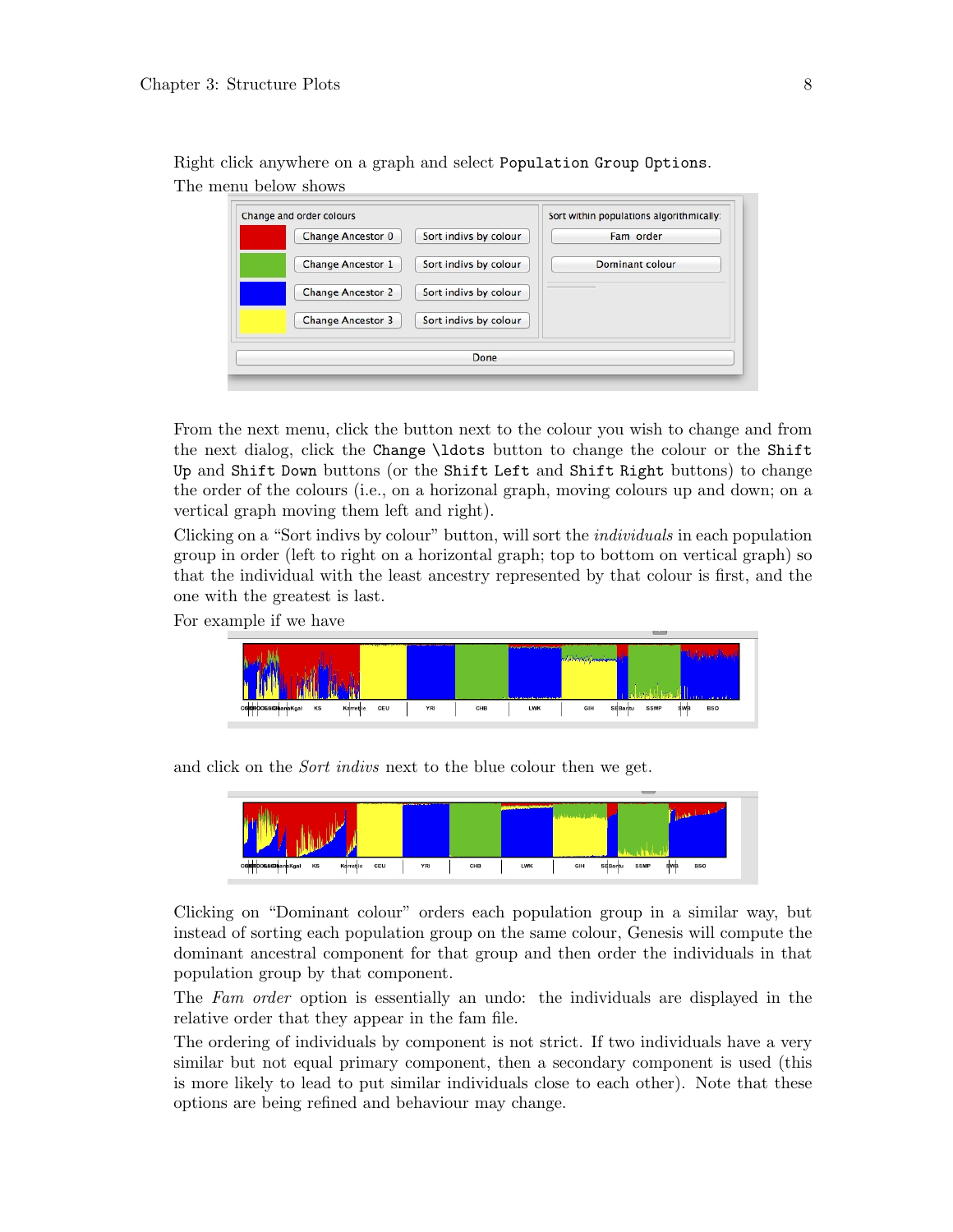Right click anywhere on a graph and select `Population Group Options`.
The menu below shows

From the next menu, click the button next to the colour you wish to change and from the next dialog, click the `Change \ldots` button to change the colour or the `Shift Up` and `Shift Down` buttons (or the `Shift Left` and `Shift Right` buttons) to change the order of the colours (i.e., on a horizonal graph, moving colours up and down; on a vertical graph moving them left and right).

Clicking on a "Sort indivs by colour" button, will sort the *individuals* in each population group in order (left to right on a horizontal graph; top to bottom on vertical graph) so that the individual with the least ancestry represented by that colour is first, and the one with the greatest is last.

For example if we have

and click on the *Sort indivs* next to the blue colour then we get.

Clicking on "Dominant colour" orders each population group in a similar way, but instead of sorting each population group on the same colour, Genesis will compute the dominant ancestral component for that group and then order the individuals in that population group by that component.

The *Fam order* option is essentially an undo: the individuals are displayed in the relative order that they appear in the fam file.

The ordering of individuals by component is not strict. If two individuals have a very similar but not equal primary component, then a secondary component is used (this is more likely to lead to put similar individuals close to each other). Note that these options are being refined and behaviour may change.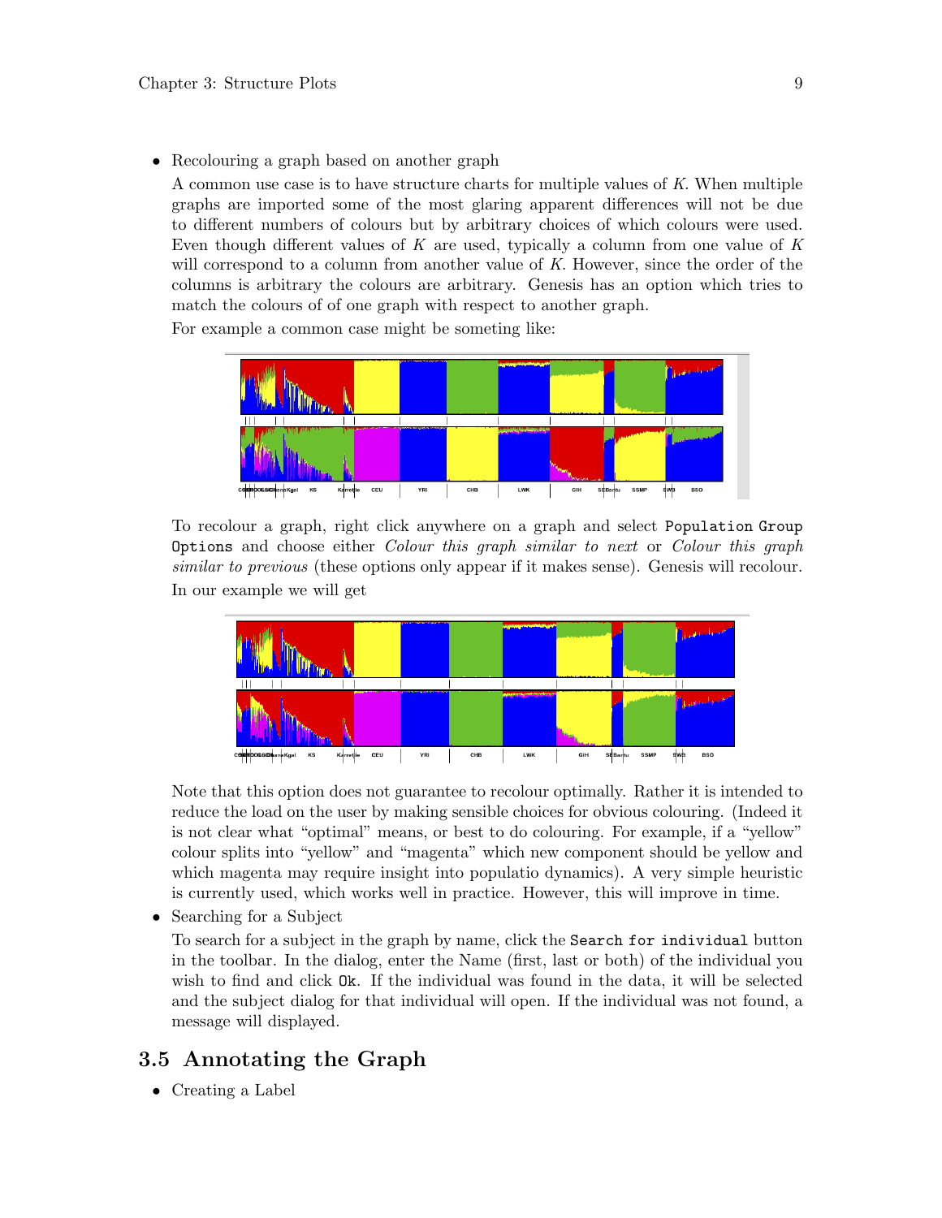- Recolouring a graph based on another graph

  A common use case is to have structure charts for multiple values of $K$. When multiple graphs are imported some of the most glaring apparent differences will not be due to different numbers of colours but by arbitrary choices of which colours were used. Even though different values of $K$ are used, typically a column from one value of $K$ will correspond to a column from another value of $K$. However, since the order of the columns is arbitrary the colours are arbitrary. Genesis has an option which tries to match the colours of of one graph with respect to another graph.

  For example a common case might be someting like:

  To recolour a graph, right click anywhere on a graph and select `Population Group Options` and choose either *Colour this graph similar to next* or *Colour this graph similar to previous* (these options only appear if it makes sense). Genesis will recolour. In our example we will get

  Note that this option does not guarantee to recolour optimally. Rather it is intended to reduce the load on the user by making sensible choices for obvious colouring. (Indeed it is not clear what "optimal" means, or best to do colouring. For example, if a "yellow" colour splits into "yellow" and "magenta" which new component should be yellow and which magenta may require insight into populatio dynamics). A very simple heuristic is currently used, which works well in practice. However, this will improve in time.

- Searching for a Subject

  To search for a subject in the graph by name, click the `Search for individual` button in the toolbar. In the dialog, enter the Name (first, last or both) of the individual you wish to find and click `Ok`. If the individual was found in the data, it will be selected and the subject dialog for that individual will open. If the individual was not found, a message will displayed.

## 3.5 Annotating the Graph

- Creating a Label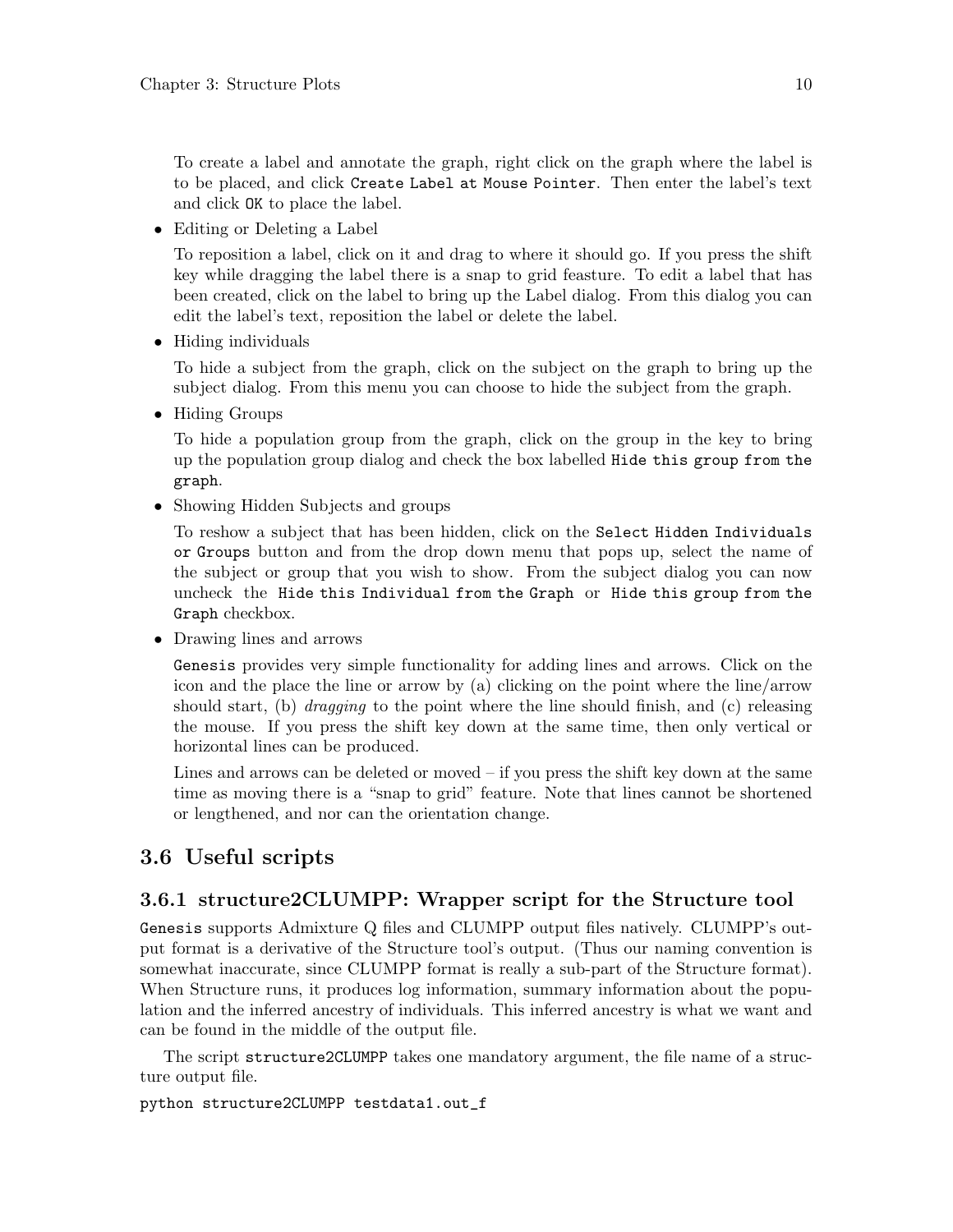To create a label and annotate the graph, right click on the graph where the label is to be placed, and click `Create Label at Mouse Pointer`. Then enter the label's text and click `OK` to place the label.

- Editing or Deleting a Label

  To reposition a label, click on it and drag to where it should go. If you press the shift key while dragging the label there is a snap to grid feasture. To edit a label that has been created, click on the label to bring up the Label dialog. From this dialog you can edit the label's text, reposition the label or delete the label.

- Hiding individuals

  To hide a subject from the graph, click on the subject on the graph to bring up the subject dialog. From this menu you can choose to hide the subject from the graph.

- Hiding Groups

  To hide a population group from the graph, click on the group in the key to bring up the population group dialog and check the box labelled `Hide this group from the graph`.

- Showing Hidden Subjects and groups

  To reshow a subject that has been hidden, click on the `Select Hidden Individuals or Groups` button and from the drop down menu that pops up, select the name of the subject or group that you wish to show. From the subject dialog you can now uncheck the `Hide this Individual from the Graph` or `Hide this group from the Graph` checkbox.

- Drawing lines and arrows

  `Genesis` provides very simple functionality for adding lines and arrows. Click on the icon and the place the line or arrow by (a) clicking on the point where the line/arrow should start, (b) *dragging* to the point where the line should finish, and (c) releasing the mouse. If you press the shift key down at the same time, then only vertical or horizontal lines can be produced.

  Lines and arrows can be deleted or moved – if you press the shift key down at the same time as moving there is a "snap to grid" feature. Note that lines cannot be shortened or lengthened, and nor can the orientation change.

## 3.6 Useful scripts

### 3.6.1 structure2CLUMPP: Wrapper script for the Structure tool

`Genesis` supports Admixture Q files and CLUMPP output files natively. CLUMPP's output format is a derivative of the Structure tool's output. (Thus our naming convention is somewhat inaccurate, since CLUMPP format is really a sub-part of the Structure format). When Structure runs, it produces log information, summary information about the population and the inferred ancestry of individuals. This inferred ancestry is what we want and can be found in the middle of the output file.

The script `structure2CLUMPP` takes one mandatory argument, the file name of a structure output file.

```
python structure2CLUMPP testdata1.out_f
```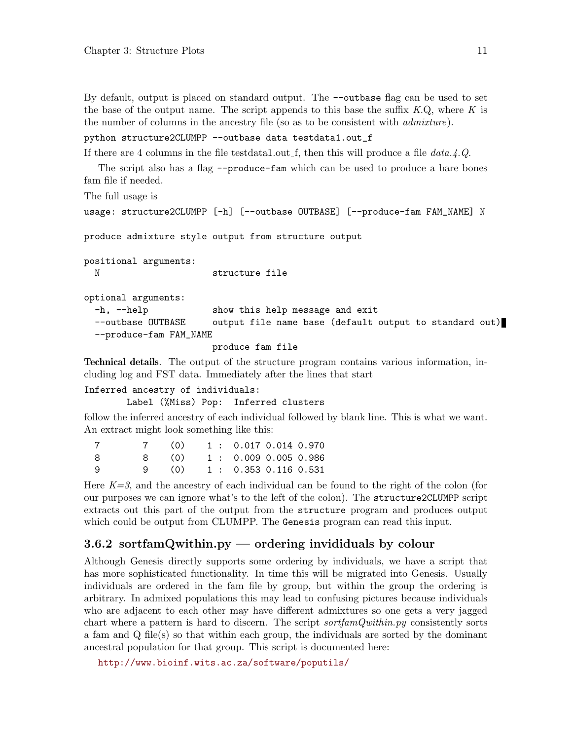By default, output is placed on standard output. The `--outbase` flag can be used to set the base of the output name. The script appends to this base the suffix *K*.Q, where *K* is the number of columns in the ancestry file (so as to be consistent with *admixture*).

```
python structure2CLUMPP --outbase data testdata1.out_f
```

If there are 4 columns in the file testdata1.out_f, then this will produce a file *data.4.Q*.

The script also has a flag `--produce-fam` which can be used to produce a bare bones fam file if needed.

The full usage is

```
usage: structure2CLUMPP [-h] [--outbase OUTBASE] [--produce-fam FAM_NAME] N

produce admixture style output from structure output

positional arguments:
  N                     structure file

optional arguments:
  -h, --help            show this help message and exit
  --outbase OUTBASE     output file name base (default output to standard out)
  --produce-fam FAM_NAME
                        produce fam file
```

**Technical details**. The output of the structure program contains various information, including log and FST data. Immediately after the lines that start

```
Inferred ancestry of individuals:
        Label (%Miss) Pop:  Inferred clusters
```

follow the inferred ancestry of each individual followed by blank line. This is what we want. An extract might look something like this:

```
  7        7    (0)    1 :  0.017 0.014 0.970
  8        8    (0)    1 :  0.009 0.005 0.986
  9        9    (0)    1 :  0.353 0.116 0.531
```

Here *K=3*, and the ancestry of each individual can be found to the right of the colon (for our purposes we can ignore what's to the left of the colon). The `structure2CLUMPP` script extracts out this part of the output from the `structure` program and produces output which could be output from CLUMPP. The `Genesis` program can read this input.

### 3.6.2 sortfamQwithin.py — ordering invididuals by colour

Although Genesis directly supports some ordering by individuals, we have a script that has more sophisticated functionality. In time this will be migrated into Genesis. Usually individuals are ordered in the fam file by group, but within the group the ordering is arbitrary. In admixed populations this may lead to confusing pictures because individuals who are adjacent to each other may have different admixtures so one gets a very jagged chart where a pattern is hard to discern. The script *sortfamQwithin.py* consistently sorts a fam and Q file(s) so that within each group, the individuals are sorted by the dominant ancestral population for that group. This script is documented here:

http://www.bioinf.wits.ac.za/software/poputils/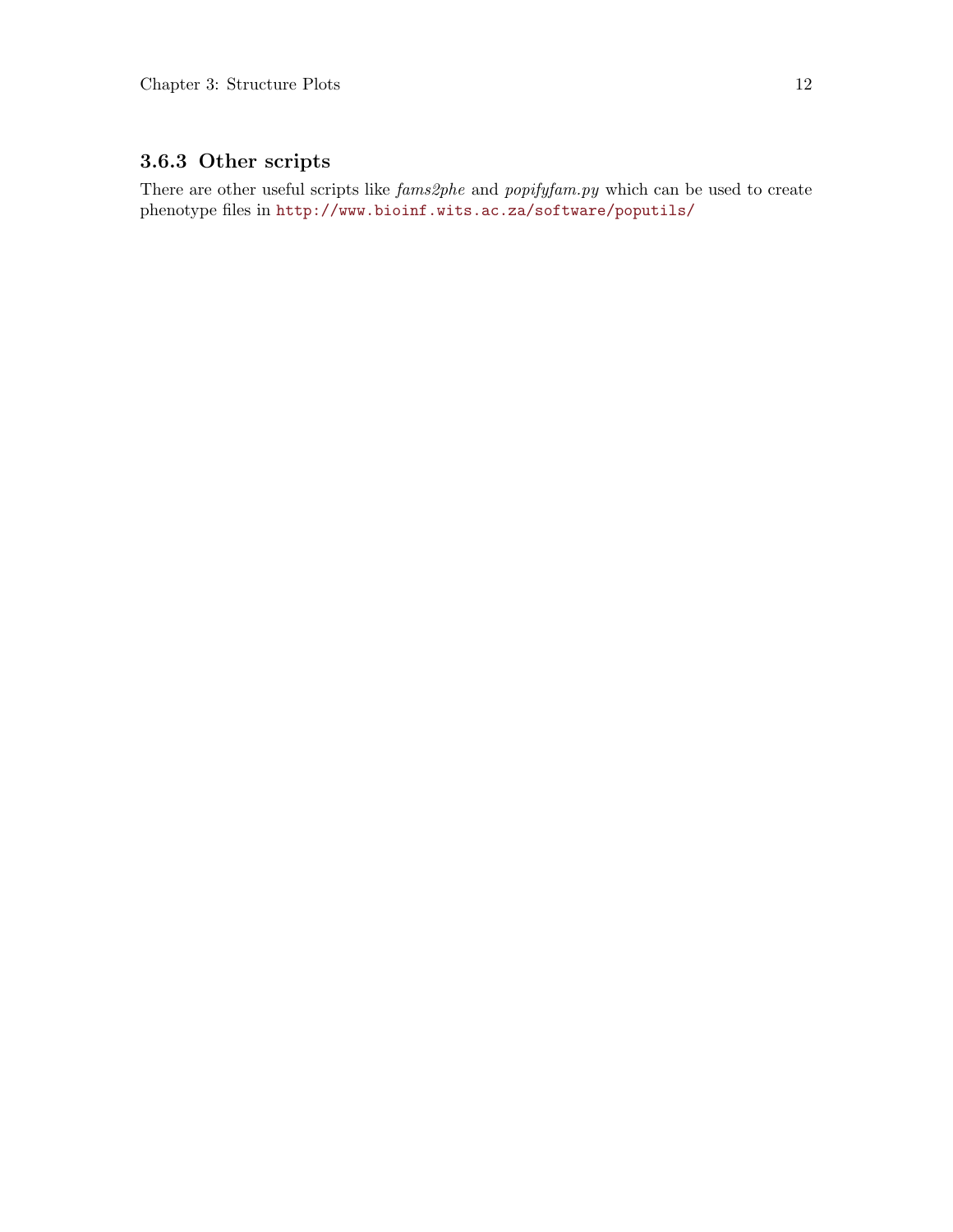### 3.6.3 Other scripts

There are other useful scripts like *fams2phe* and *popifyfam.py* which can be used to create phenotype files in `http://www.bioinf.wits.ac.za/software/poputils/`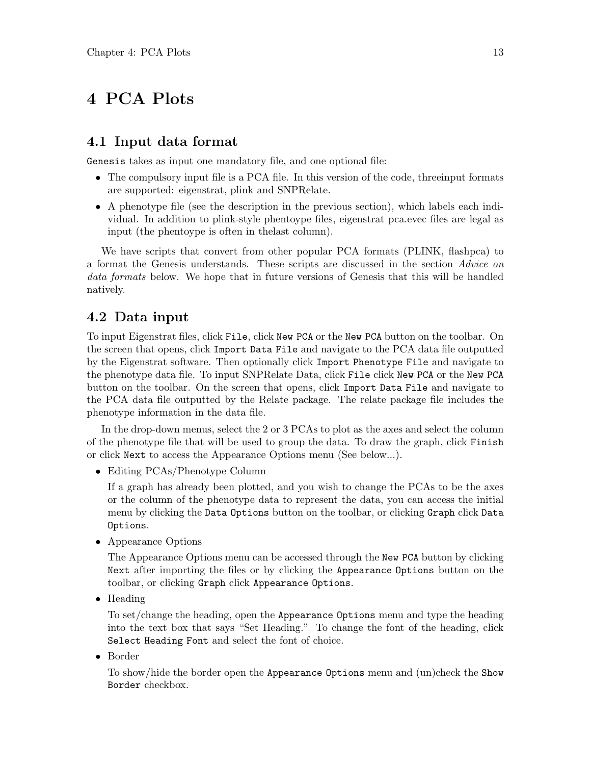# 4 PCA Plots

## 4.1 Input data format

`Genesis` takes as input one mandatory file, and one optional file:

- The compulsory input file is a PCA file. In this version of the code, threeinput formats are supported: eigenstrat, plink and SNPRelate.
- A phenotype file (see the description in the previous section), which labels each individual. In addition to plink-style phentoype files, eigenstrat pca.evec files are legal as input (the phentoype is often in thelast column).

We have scripts that convert from other popular PCA formats (PLINK, flashpca) to a format the Genesis understands. These scripts are discussed in the section *Advice on data formats* below. We hope that in future versions of Genesis that this will be handled natively.

## 4.2 Data input

To input Eigenstrat files, click `File`, click `New PCA` or the `New PCA` button on the toolbar. On the screen that opens, click `Import Data File` and navigate to the PCA data file outputted by the Eigenstrat software. Then optionally click `Import Phenotype File` and navigate to the phenotype data file. To input SNPRelate Data, click `File` click `New PCA` or the `New PCA` button on the toolbar. On the screen that opens, click `Import Data File` and navigate to the PCA data file outputted by the Relate package. The relate package file includes the phenotype information in the data file.

In the drop-down menus, select the 2 or 3 PCAs to plot as the axes and select the column of the phenotype file that will be used to group the data. To draw the graph, click `Finish` or click `Next` to access the Appearance Options menu (See below...).

- Editing PCAs/Phenotype Column

  If a graph has already been plotted, and you wish to change the PCAs to be the axes or the column of the phenotype data to represent the data, you can access the initial menu by clicking the `Data Options` button on the toolbar, or clicking `Graph` click `Data Options`.

- Appearance Options

  The Appearance Options menu can be accessed through the `New PCA` button by clicking `Next` after importing the files or by clicking the `Appearance Options` button on the toolbar, or clicking `Graph` click `Appearance Options`.

- Heading

  To set/change the heading, open the `Appearance Options` menu and type the heading into the text box that says "Set Heading." To change the font of the heading, click `Select Heading Font` and select the font of choice.

- Border

  To show/hide the border open the `Appearance Options` menu and (un)check the `Show Border` checkbox.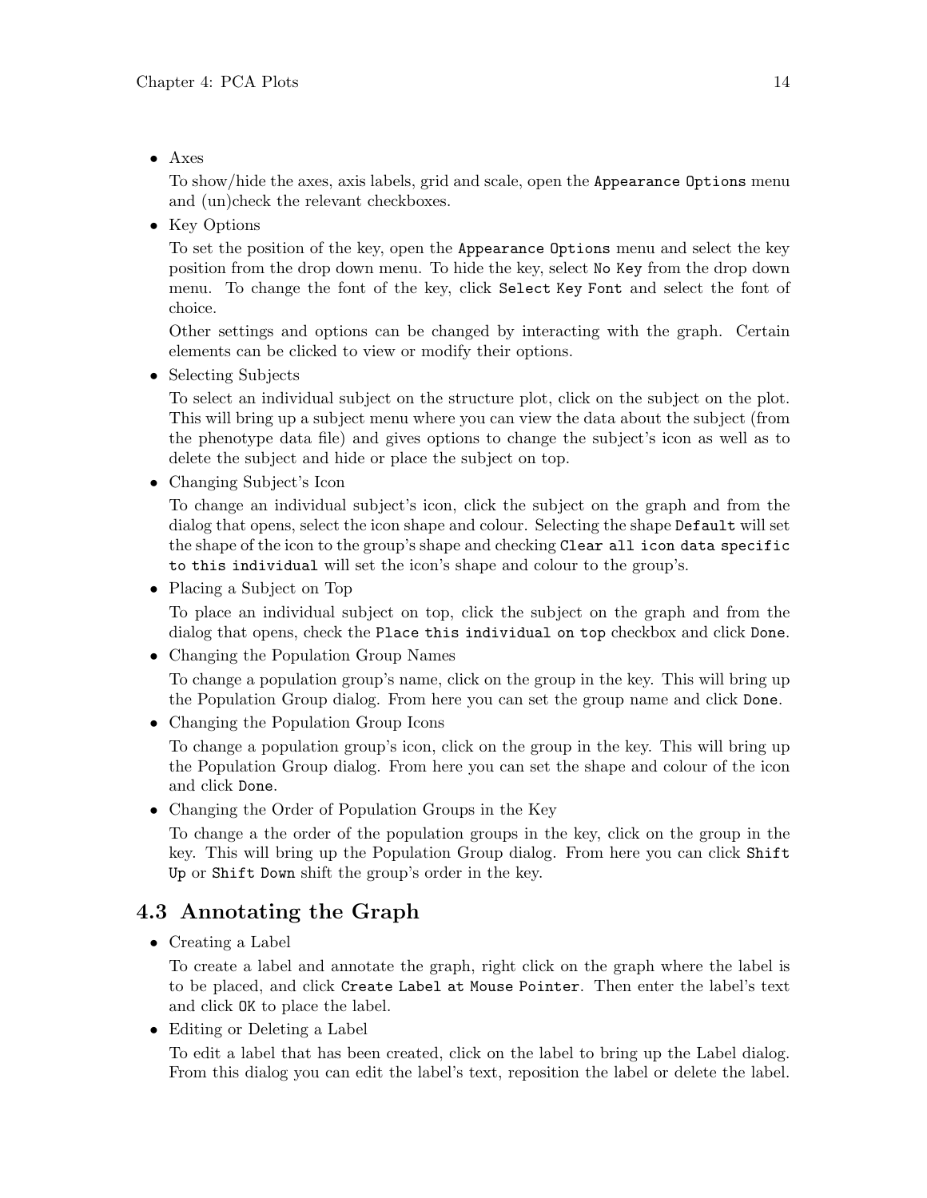- Axes

  To show/hide the axes, axis labels, grid and scale, open the `Appearance Options` menu and (un)check the relevant checkboxes.

- Key Options

  To set the position of the key, open the `Appearance Options` menu and select the key position from the drop down menu. To hide the key, select `No Key` from the drop down menu. To change the font of the key, click `Select Key Font` and select the font of choice.

  Other settings and options can be changed by interacting with the graph. Certain elements can be clicked to view or modify their options.

- Selecting Subjects

  To select an individual subject on the structure plot, click on the subject on the plot. This will bring up a subject menu where you can view the data about the subject (from the phenotype data file) and gives options to change the subject's icon as well as to delete the subject and hide or place the subject on top.

- Changing Subject's Icon

  To change an individual subject's icon, click the subject on the graph and from the dialog that opens, select the icon shape and colour. Selecting the shape `Default` will set the shape of the icon to the group's shape and checking `Clear all icon data specific to this individual` will set the icon's shape and colour to the group's.

- Placing a Subject on Top

  To place an individual subject on top, click the subject on the graph and from the dialog that opens, check the `Place this individual on top` checkbox and click `Done`.

- Changing the Population Group Names

  To change a population group's name, click on the group in the key. This will bring up the Population Group dialog. From here you can set the group name and click `Done`.

- Changing the Population Group Icons

  To change a population group's icon, click on the group in the key. This will bring up the Population Group dialog. From here you can set the shape and colour of the icon and click `Done`.

- Changing the Order of Population Groups in the Key

  To change a the order of the population groups in the key, click on the group in the key. This will bring up the Population Group dialog. From here you can click `Shift Up` or `Shift Down` shift the group's order in the key.

## 4.3 Annotating the Graph

- Creating a Label

  To create a label and annotate the graph, right click on the graph where the label is to be placed, and click `Create Label at Mouse Pointer`. Then enter the label's text and click `OK` to place the label.

- Editing or Deleting a Label

  To edit a label that has been created, click on the label to bring up the Label dialog. From this dialog you can edit the label's text, reposition the label or delete the label.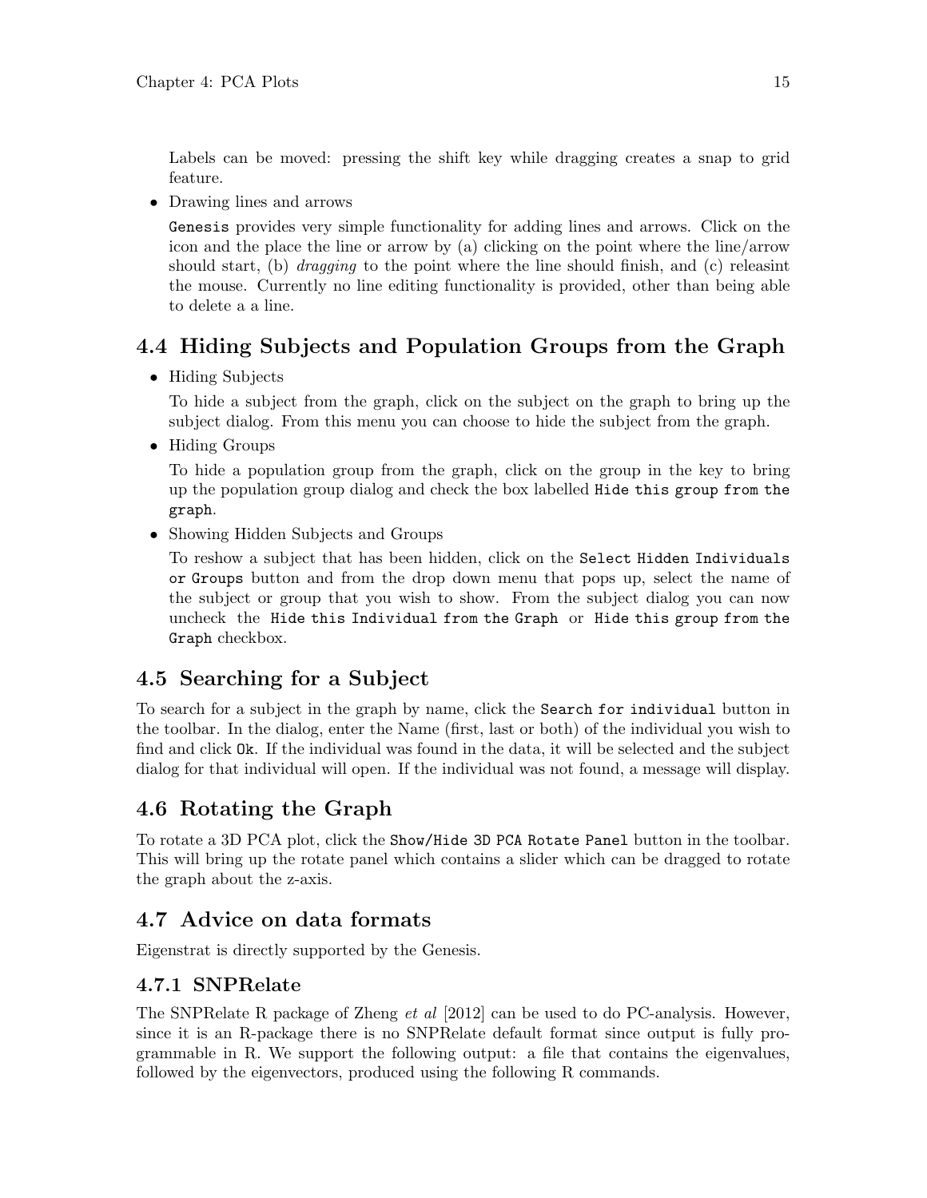Labels can be moved: pressing the shift key while dragging creates a snap to grid feature.

- Drawing lines and arrows

  `Genesis` provides very simple functionality for adding lines and arrows. Click on the icon and the place the line or arrow by (a) clicking on the point where the line/arrow should start, (b) *dragging* to the point where the line should finish, and (c) releasint the mouse. Currently no line editing functionality is provided, other than being able to delete a a line.

## 4.4 Hiding Subjects and Population Groups from the Graph

- Hiding Subjects

  To hide a subject from the graph, click on the subject on the graph to bring up the subject dialog. From this menu you can choose to hide the subject from the graph.

- Hiding Groups

  To hide a population group from the graph, click on the group in the key to bring up the population group dialog and check the box labelled `Hide this group from the graph`.

- Showing Hidden Subjects and Groups

  To reshow a subject that has been hidden, click on the `Select Hidden Individuals or Groups` button and from the drop down menu that pops up, select the name of the subject or group that you wish to show. From the subject dialog you can now uncheck the `Hide this Individual from the Graph` or `Hide this group from the Graph` checkbox.

## 4.5 Searching for a Subject

To search for a subject in the graph by name, click the `Search for individual` button in the toolbar. In the dialog, enter the Name (first, last or both) of the individual you wish to find and click `Ok`. If the individual was found in the data, it will be selected and the subject dialog for that individual will open. If the individual was not found, a message will display.

## 4.6 Rotating the Graph

To rotate a 3D PCA plot, click the `Show/Hide 3D PCA Rotate Panel` button in the toolbar. This will bring up the rotate panel which contains a slider which can be dragged to rotate the graph about the z-axis.

## 4.7 Advice on data formats

Eigenstrat is directly supported by the Genesis.

### 4.7.1 SNPRelate

The SNPRelate R package of Zheng *et al* [2012] can be used to do PC-analysis. However, since it is an R-package there is no SNPRelate default format since output is fully programmable in R. We support the following output: a file that contains the eigenvalues, followed by the eigenvectors, produced using the following R commands.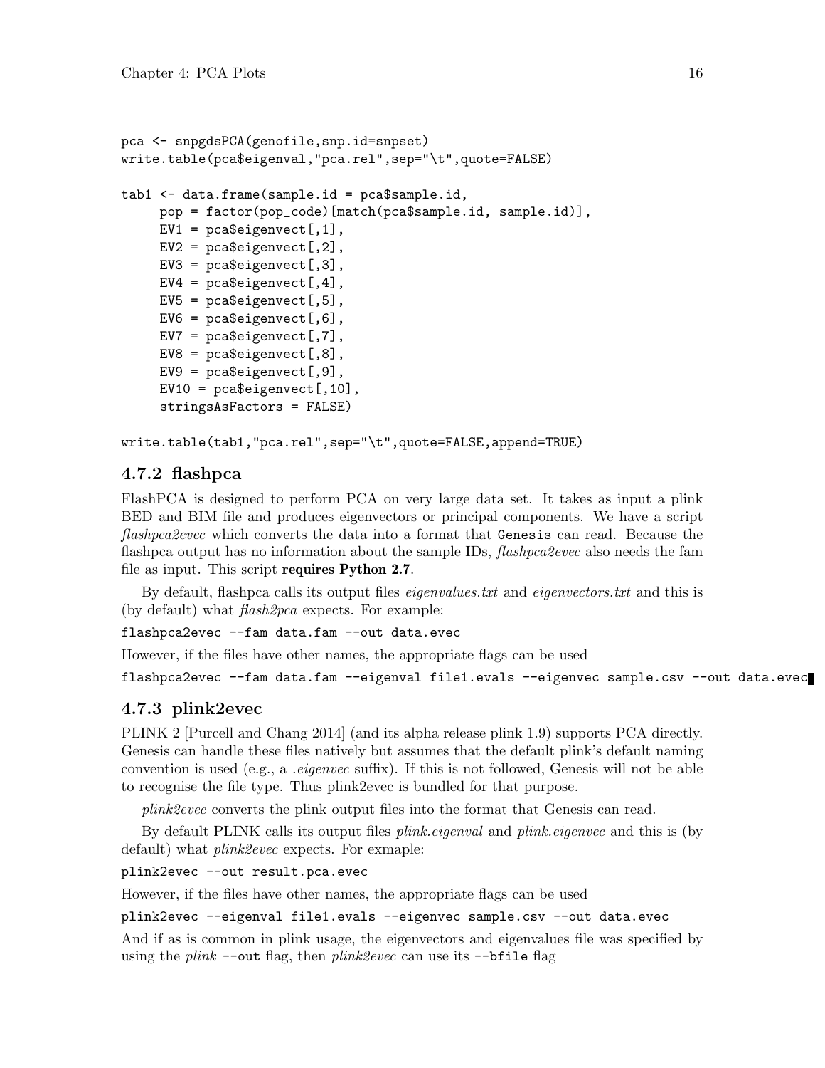```
pca <- snpgdsPCA(genofile,snp.id=snpset)
write.table(pca$eigenval,"pca.rel",sep="\t",quote=FALSE)

tab1 <- data.frame(sample.id = pca$sample.id,
     pop = factor(pop_code)[match(pca$sample.id, sample.id)],
     EV1 = pca$eigenvect[,1],
     EV2 = pca$eigenvect[,2],
     EV3 = pca$eigenvect[,3],
     EV4 = pca$eigenvect[,4],
     EV5 = pca$eigenvect[,5],
     EV6 = pca$eigenvect[,6],
     EV7 = pca$eigenvect[,7],
     EV8 = pca$eigenvect[,8],
     EV9 = pca$eigenvect[,9],
     EV10 = pca$eigenvect[,10],
     stringsAsFactors = FALSE)

write.table(tab1,"pca.rel",sep="\t",quote=FALSE,append=TRUE)
```

### 4.7.2 flashpca

FlashPCA is designed to perform PCA on very large data set. It takes as input a plink BED and BIM file and produces eigenvectors or principal components. We have a script *flashpca2evec* which converts the data into a format that `Genesis` can read. Because the flashpca output has no information about the sample IDs, *flashpca2evec* also needs the fam file as input. This script **requires Python 2.7**.

By default, flashpca calls its output files *eigenvalues.txt* and *eigenvectors.txt* and this is (by default) what *flash2pca* expects. For example:

```
flashpca2evec --fam data.fam --out data.evec
```

However, if the files have other names, the appropriate flags can be used

```
flashpca2evec --fam data.fam --eigenval file1.evals --eigenvec sample.csv --out data.evec
```

### 4.7.3 plink2evec

PLINK 2 [Purcell and Chang 2014] (and its alpha release plink 1.9) supports PCA directly. Genesis can handle these files natively but assumes that the default plink's default naming convention is used (e.g., a *.eigenvec* suffix). If this is not followed, Genesis will not be able to recognise the file type. Thus plink2evec is bundled for that purpose.

*plink2evec* converts the plink output files into the format that Genesis can read.

By default PLINK calls its output files *plink.eigenval* and *plink.eigenvec* and this is (by default) what *plink2evec* expects. For exmaple:

```
plink2evec --out result.pca.evec
```

However, if the files have other names, the appropriate flags can be used

```
plink2evec --eigenval file1.evals --eigenvec sample.csv --out data.evec
```

And if as is common in plink usage, the eigenvectors and eigenvalues file was specified by using the *plink* `--out` flag, then *plink2evec* can use its `--bfile` flag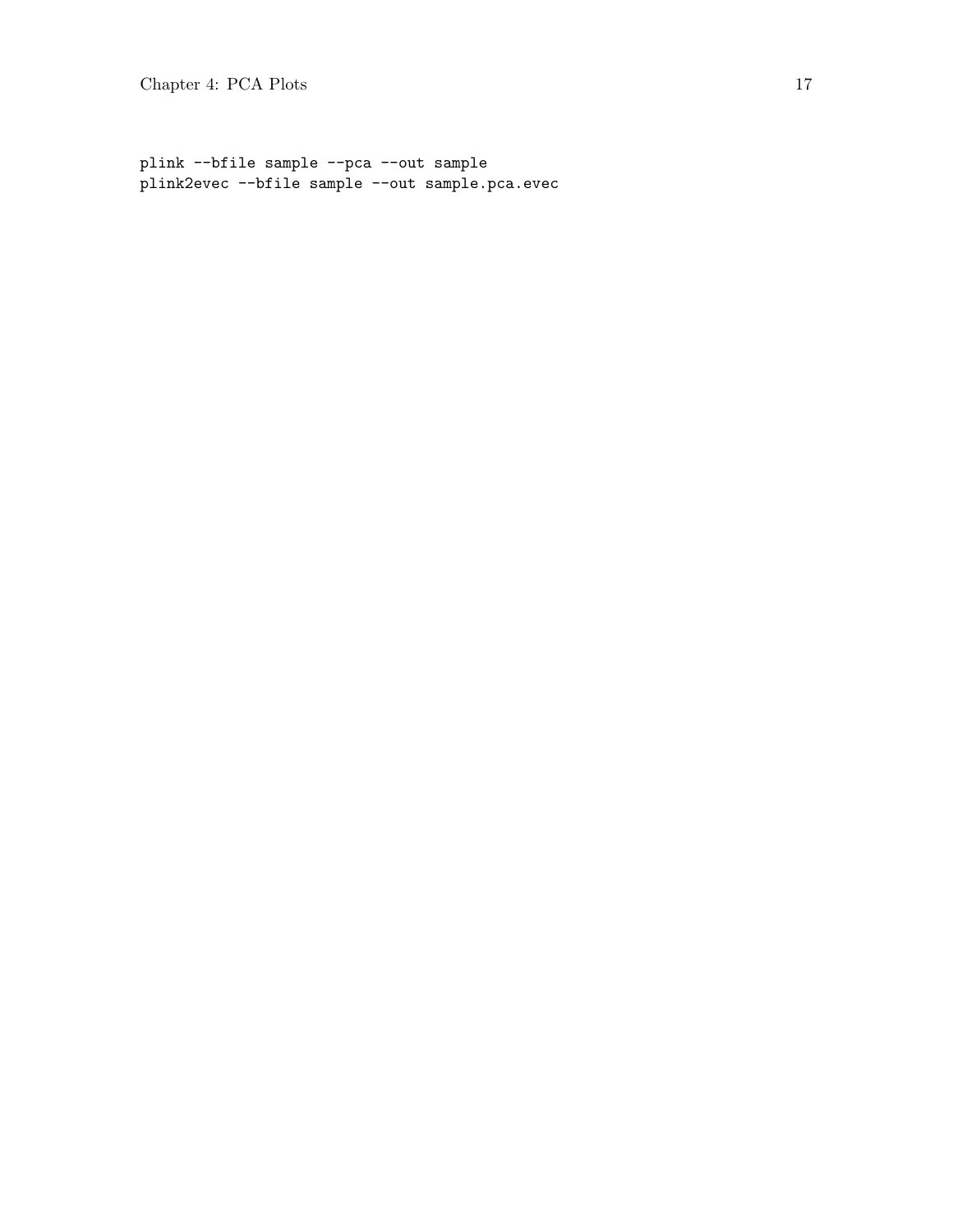```
plink --bfile sample --pca --out sample
plink2evec --bfile sample --out sample.pca.evec
```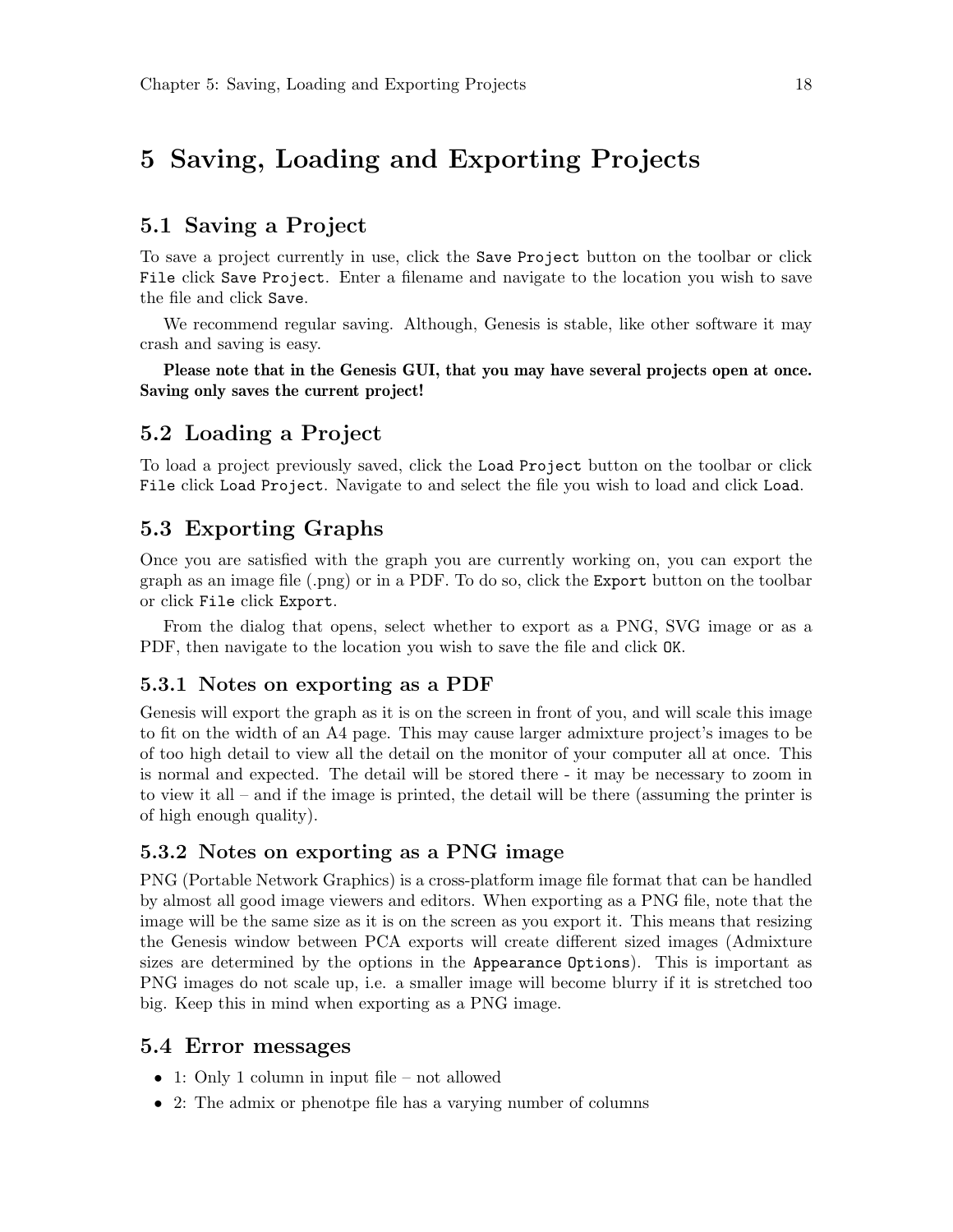# 5 Saving, Loading and Exporting Projects

## 5.1 Saving a Project

To save a project currently in use, click the `Save Project` button on the toolbar or click `File` click `Save Project`. Enter a filename and navigate to the location you wish to save the file and click `Save`.

We recommend regular saving. Although, Genesis is stable, like other software it may crash and saving is easy.

**Please note that in the Genesis GUI, that you may have several projects open at once. Saving only saves the current project!**

## 5.2 Loading a Project

To load a project previously saved, click the `Load Project` button on the toolbar or click `File` click `Load Project`. Navigate to and select the file you wish to load and click `Load`.

## 5.3 Exporting Graphs

Once you are satisfied with the graph you are currently working on, you can export the graph as an image file (.png) or in a PDF. To do so, click the `Export` button on the toolbar or click `File` click `Export`.

From the dialog that opens, select whether to export as a PNG, SVG image or as a PDF, then navigate to the location you wish to save the file and click `OK`.

### 5.3.1 Notes on exporting as a PDF

Genesis will export the graph as it is on the screen in front of you, and will scale this image to fit on the width of an A4 page. This may cause larger admixture project's images to be of too high detail to view all the detail on the monitor of your computer all at once. This is normal and expected. The detail will be stored there - it may be necessary to zoom in to view it all – and if the image is printed, the detail will be there (assuming the printer is of high enough quality).

### 5.3.2 Notes on exporting as a PNG image

PNG (Portable Network Graphics) is a cross-platform image file format that can be handled by almost all good image viewers and editors. When exporting as a PNG file, note that the image will be the same size as it is on the screen as you export it. This means that resizing the Genesis window between PCA exports will create different sized images (Admixture sizes are determined by the options in the `Appearance Options`). This is important as PNG images do not scale up, i.e. a smaller image will become blurry if it is stretched too big. Keep this in mind when exporting as a PNG image.

## 5.4 Error messages

- 1: Only 1 column in input file – not allowed
- 2: The admix or phenotpe file has a varying number of columns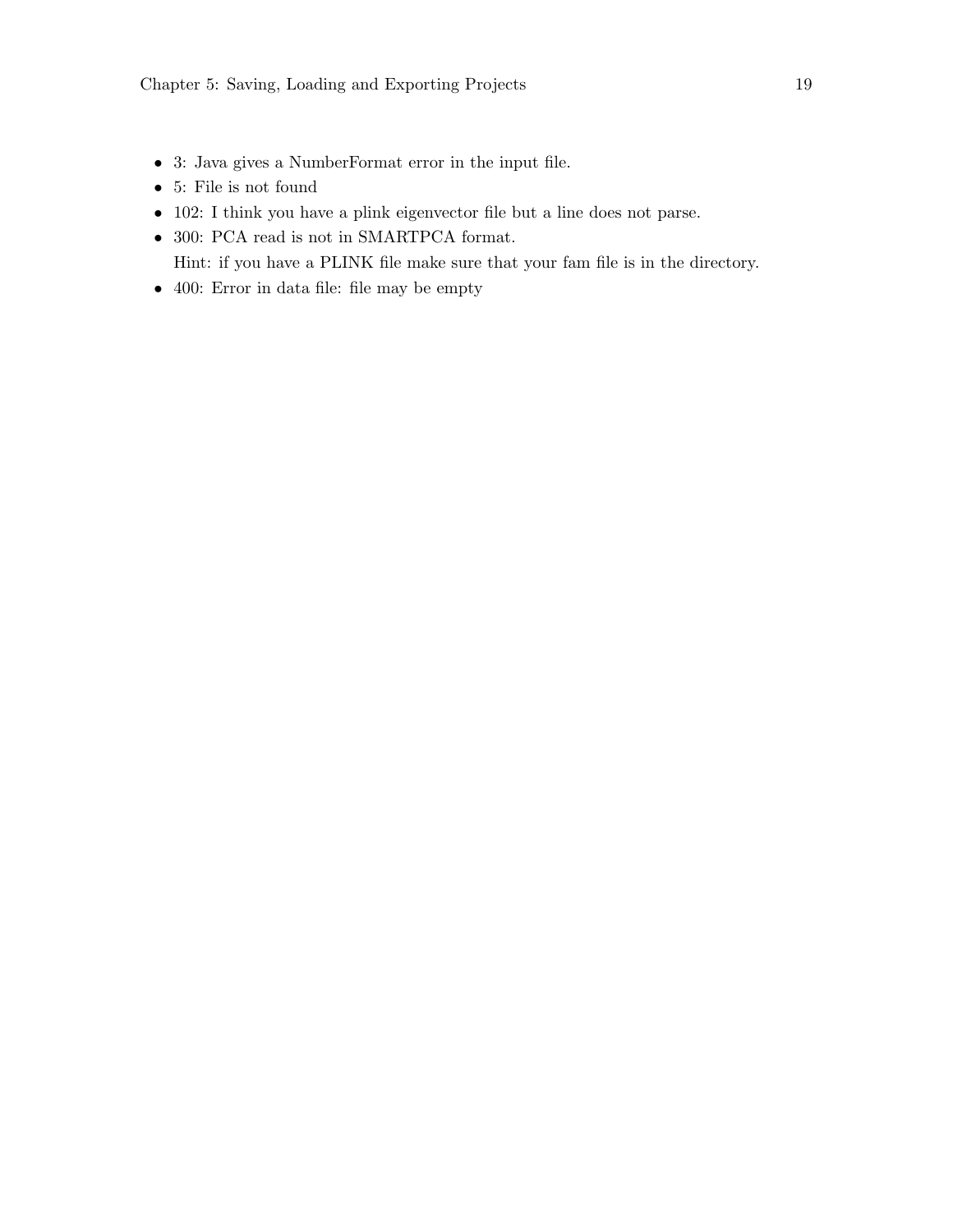- 3: Java gives a NumberFormat error in the input file.
- 5: File is not found
- 102: I think you have a plink eigenvector file but a line does not parse.
- 300: PCA read is not in SMARTPCA format.
  Hint: if you have a PLINK file make sure that your fam file is in the directory.
- 400: Error in data file: file may be empty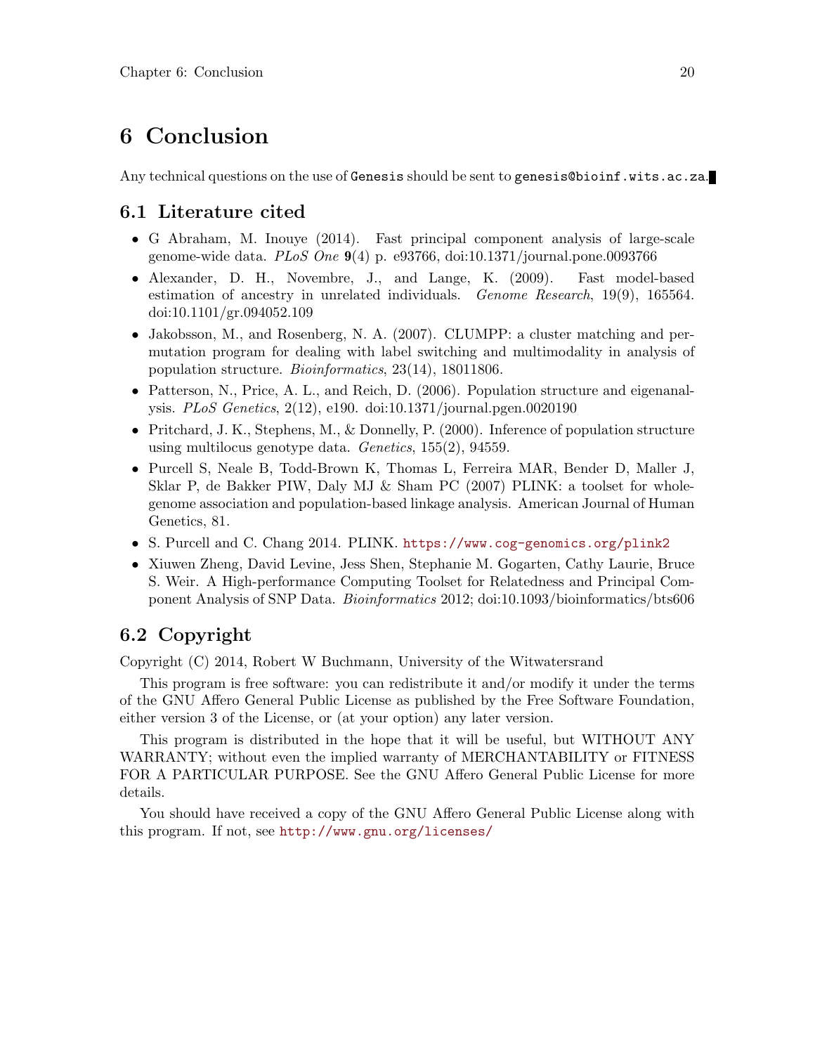# 6 Conclusion

Any technical questions on the use of `Genesis` should be sent to `genesis@bioinf.wits.ac.za`.

## 6.1 Literature cited

- G Abraham, M. Inouye (2014). Fast principal component analysis of large-scale genome-wide data. *PLoS One* **9**(4) p. e93766, doi:10.1371/journal.pone.0093766
- Alexander, D. H., Novembre, J., and Lange, K. (2009). Fast model-based estimation of ancestry in unrelated individuals. *Genome Research*, 19(9), 165564. doi:10.1101/gr.094052.109
- Jakobsson, M., and Rosenberg, N. A. (2007). CLUMPP: a cluster matching and permutation program for dealing with label switching and multimodality in analysis of population structure. *Bioinformatics*, 23(14), 18011806.
- Patterson, N., Price, A. L., and Reich, D. (2006). Population structure and eigenanalysis. *PLoS Genetics*, 2(12), e190. doi:10.1371/journal.pgen.0020190
- Pritchard, J. K., Stephens, M., & Donnelly, P. (2000). Inference of population structure using multilocus genotype data. *Genetics*, 155(2), 94559.
- Purcell S, Neale B, Todd-Brown K, Thomas L, Ferreira MAR, Bender D, Maller J, Sklar P, de Bakker PIW, Daly MJ & Sham PC (2007) PLINK: a toolset for whole-genome association and population-based linkage analysis. American Journal of Human Genetics, 81.
- S. Purcell and C. Chang 2014. PLINK. https://www.cog-genomics.org/plink2
- Xiuwen Zheng, David Levine, Jess Shen, Stephanie M. Gogarten, Cathy Laurie, Bruce S. Weir. A High-performance Computing Toolset for Relatedness and Principal Component Analysis of SNP Data. *Bioinformatics* 2012; doi:10.1093/bioinformatics/bts606

## 6.2 Copyright

Copyright (C) 2014, Robert W Buchmann, University of the Witwatersrand

This program is free software: you can redistribute it and/or modify it under the terms of the GNU Affero General Public License as published by the Free Software Foundation, either version 3 of the License, or (at your option) any later version.

This program is distributed in the hope that it will be useful, but WITHOUT ANY WARRANTY; without even the implied warranty of MERCHANTABILITY or FITNESS FOR A PARTICULAR PURPOSE. See the GNU Affero General Public License for more details.

You should have received a copy of the GNU Affero General Public License along with this program. If not, see http://www.gnu.org/licenses/